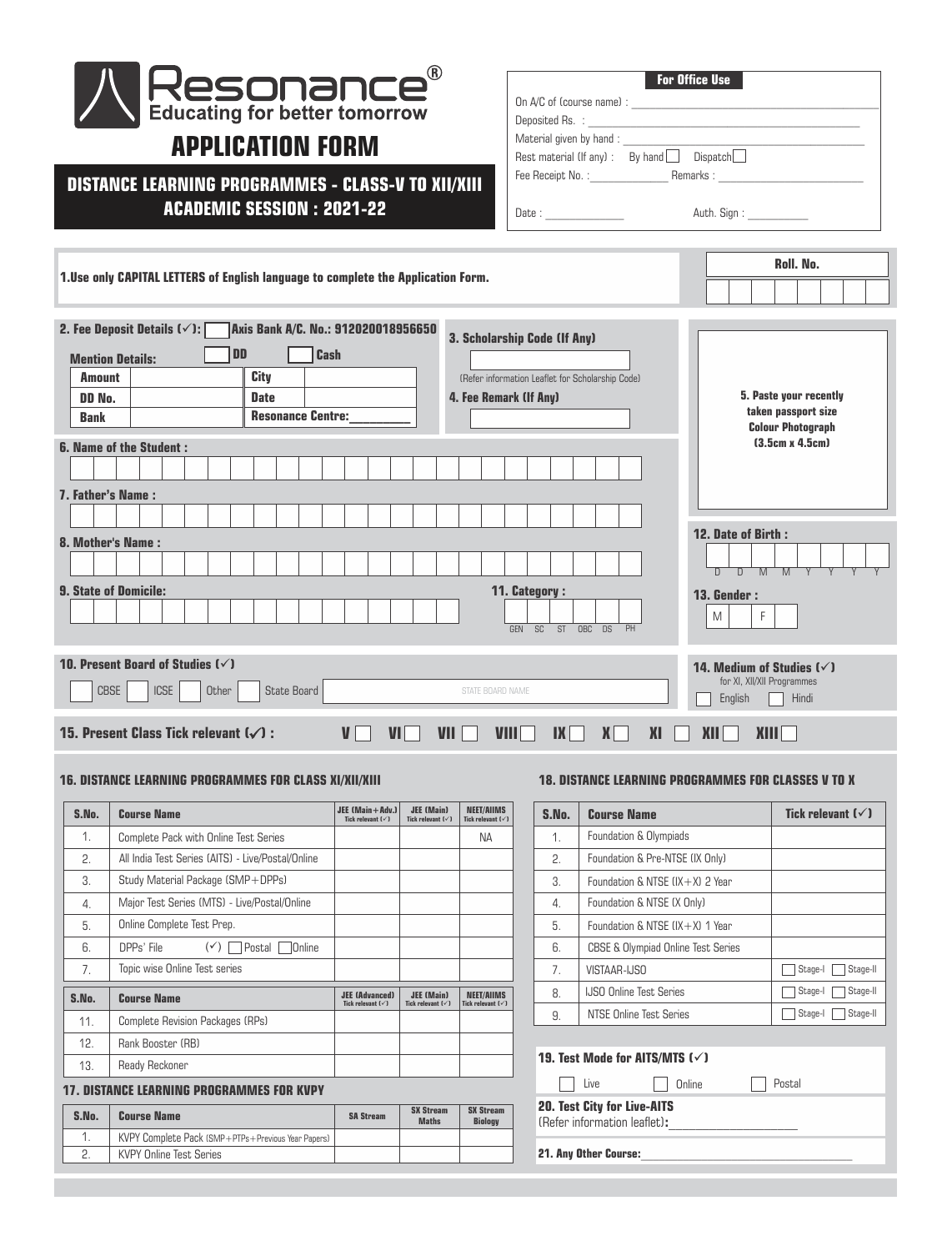# Resonance®

Educating for better tomorrow

## APPLICATION FORM

### DISTANCE LEARNING PROGRAMMES - CLASS-V TO XII/XIII
### ACADEMIC SESSION : 2021-22

**For Office Use**

On A/C of (course name) : ______________________

Deposited Rs. : ______________________

Material given by hand : ______________________

Rest material (If any) : By hand ☐ Dispatch ☐

Fee Receipt No. : __________ Remarks : __________

Date : __________ Auth. Sign : __________

**1.Use only CAPITAL LETTERS of English language to complete the Application Form.**

**Roll. No.**

**2. Fee Deposit Details (✓):** ☐ **Axis Bank A/C. No.: 912020018956650**

**Mention Details:** ☐ **DD** ☐ **Cash**

| | | | |
|---|---|---|---|
| **Amount** | | **City** | |
| **DD No.** | | **Date** | |
| **Bank** | | **Resonance Centre:**__________ | |

**3. Scholarship Code (If Any)**

(Refer information Leaflet for Scholarship Code)

**4. Fee Remark (If Any)**

**5. Paste your recently taken passport size Colour Photograph (3.5cm x 4.5cm)**

**6. Name of the Student :**

**7. Father's Name :**

**8. Mother's Name :**

**9. State of Domicile:**

**11. Category :** GEN SC ST OBC DS PH

**12. Date of Birth :** D D M M Y Y Y Y

**13. Gender :** M F

**10. Present Board of Studies (✓)**

☐ CBSE ☐ ICSE ☐ Other ☐ State Board STATE BOARD NAME

**14. Medium of Studies (✓)** for XI, XII/XII Programmes

☐ English ☐ Hindi

**15. Present Class Tick relevant (✓) :** V ☐ VI ☐ VII ☐ VIII ☐ IX ☐ X ☐ XI ☐ XII ☐ XIII ☐

**16. DISTANCE LEARNING PROGRAMMES FOR CLASS XI/XII/XIII**

| S.No. | Course Name | JEE (Main+Adv.) Tick relevant (✓) | JEE (Main) Tick relevant (✓) | NEET/AIIMS Tick relevant (✓) |
|---|---|---|---|---|
| 1. | Complete Pack with Online Test Series | | | NA |
| 2. | All India Test Series (AITS) - Live/Postal/Online | | | |
| 3. | Study Material Package (SMP+DPPs) | | | |
| 4. | Major Test Series (MTS) - Live/Postal/Online | | | |
| 5. | Online Complete Test Prep. | | | |
| 6. | DPPs' File (✓) ☐ Postal ☐ Online | | | |
| 7. | Topic wise Online Test series | | | |

| S.No. | Course Name | JEE (Advanced) Tick relevant (✓) | JEE (Main) Tick relevant (✓) | NEET/AIIMS Tick relevant (✓) |
|---|---|---|---|---|
| 11. | Complete Revision Packages (RPs) | | | |
| 12. | Rank Booster (RB) | | | |
| 13. | Ready Reckoner | | | |

**17. DISTANCE LEARNING PROGRAMMES FOR KVPY**

| S.No. | Course Name | SA Stream | SX Stream Maths | SX Stream Biology |
|---|---|---|---|---|
| 1. | KVPY Complete Pack (SMP+PTPs+Previous Year Papers) | | | |
| 2. | KVPY Online Test Series | | | |

**18. DISTANCE LEARNING PROGRAMMES FOR CLASSES V TO X**

| S.No. | Course Name | Tick relevant (✓) |
|---|---|---|
| 1. | Foundation & Olympiads | |
| 2. | Foundation & Pre-NTSE (IX Only) | |
| 3. | Foundation & NTSE (IX+X) 2 Year | |
| 4. | Foundation & NTSE (X Only) | |
| 5. | Foundation & NTSE (IX+X) 1 Year | |
| 6. | CBSE & Olympiad Online Test Series | |
| 7. | VISTAAR-IJSO | ☐ Stage-I ☐ Stage-II |
| 8. | IJSO Online Test Series | ☐ Stage-I ☐ Stage-II |
| 9. | NTSE Online Test Series | ☐ Stage-I ☐ Stage-II |

**19. Test Mode for AITS/MTS (✓)**

☐ Live ☐ Online ☐ Postal

**20. Test City for Live-AITS**
(Refer information leaflet)**:**__________________

**21. Any Other Course:**__________________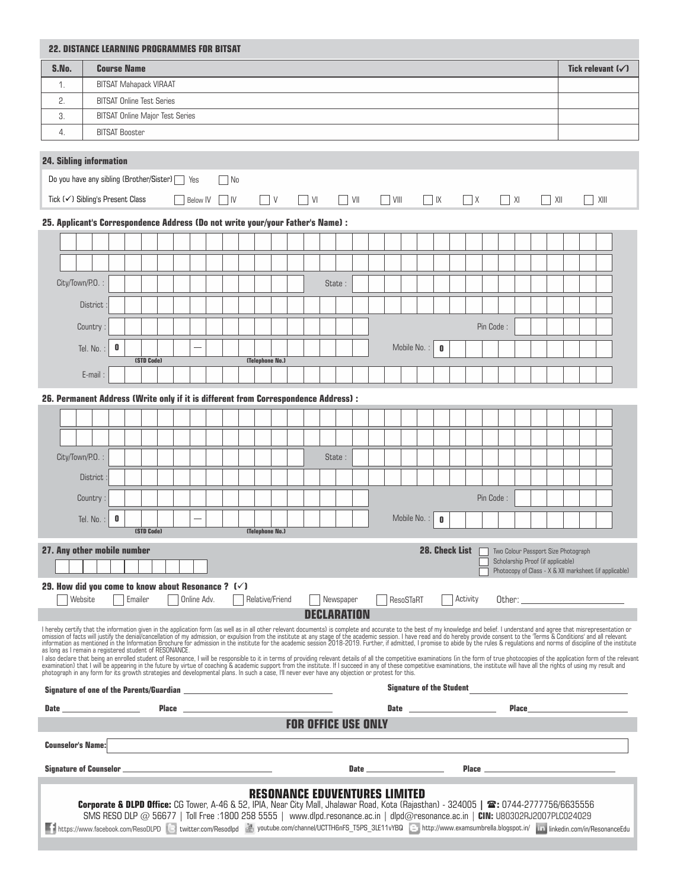## 22. DISTANCE LEARNING PROGRAMMES FOR BITSAT

| S.No. | Course Name | Tick relevant (✓) |
|---|---|---|
| 1. | BITSAT Mahapack VIRAAT | |
| 2. | BITSAT Online Test Series | |
| 3. | BITSAT Online Major Test Series | |
| 4. | BITSAT Booster | |

## 24. Sibling information

Do you have any sibling (Brother/Sister) ☐ Yes ☐ No

Tick (✓) Sibling's Present Class ☐ Below IV ☐ IV ☐ V ☐ VI ☐ VII ☐ VIII ☐ IX ☐ X ☐ XI ☐ XII ☐ XIII

## 25. Applicant's Correspondence Address (Do not write your/your Father's Name) :

City/Town/P.O. : State :

District :

Country : Pin Code :

Tel. No. : 0 (STD Code) — (Telephone No.) Mobile No. : 0

E-mail :

## 26. Permanent Address (Write only if it is different from Correspondence Address) :

City/Town/P.O. : State :

District :

Country : Pin Code :

Tel. No. : 0 (STD Code) — (Telephone No.) Mobile No. : 0

## 27. Any other mobile number

## 28. Check List

☐ Two Colour Passport Size Photograph

☐ Scholarship Proof (if applicable)

☐ Photocopy of Class - X & XII marksheet (if applicable)

## 29. How did you come to know about Resonance ? (✓)

☐ Website ☐ Emailer ☐ Online Adv. ☐ Relative/Friend ☐ Newspaper ☐ ResoSTaRT ☐ Activity Other: ____________

## DECLARATION

I hereby certify that the information given in the application form (as well as in all other relevant documents) is complete and accurate to the best of my knowledge and belief. I understand and agree that misrepresentation or omission of facts will justify the denial/cancellation of my admission, or expulsion from the institute at any stage of the academic session. I have read and do hereby provide consent to the 'Terms & Conditions' and all relevant information as mentioned in the Information Brochure for admission in the institute for the academic session 2018-2019. Further, if admitted, I promise to abide by the rules & regulations and norms of discipline of the institute as long as I remain a registered student of RESONANCE.

I also declare that being an enrolled student of Resonance, I will be responsible to it in terms of providing relevant details of all the competitive examinations (in the form of true photocopies of the application form of the relevant examination) that I will be appearing in the future by virtue of coaching & academic support from the institute. If I succeed in any of these competitive examinations, the institute will have all the rights of using my result and photograph in any form for its growth strategies and developmental plans. In such a case, I'll never ever have any objection or protest for this.

**Signature of one of the Parents/Guardian** ____________ **Signature of the Student** ____________

**Date** ____________ **Place** ____________ **Date** ____________ **Place** ____________

## FOR OFFICE USE ONLY

**Counselor's Name:**

**Signature of Counselor** ____________ **Date** ____________ **Place** ____________

### RESONANCE EDUVENTURES LIMITED

**Corporate & DLPD Office:** CG Tower, A-46 & 52, IPIA, Near City Mall, Jhalawar Road, Kota (Rajasthan) - 324005 | ☎: 0744-2777756/6635556

SMS RESO DLP @ 56677 | Toll Free :1800 258 5555 | www.dlpd.resonance.ac.in | dlpd@resonance.ac.in | **CIN:** U80302RJ2007PLC024029

https://www.facebook.com/ResoDLPD twitter.com/Resodlpd youtube.com/channel/UCTTH6nFS_T5PS_3LE11vYBQ http://www.examsumbrella.blogspot.in/ linkedin.com/in/ResonanceEdu